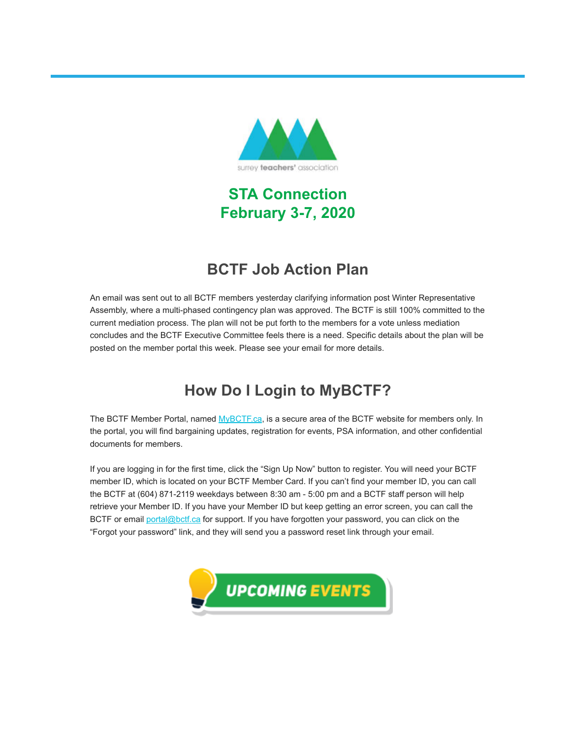surrey teachers' association

# STA Connection
# February 3-7, 2020

## BCTF Job Action Plan

An email was sent out to all BCTF members yesterday clarifying information post Winter Representative Assembly, where a multi-phased contingency plan was approved. The BCTF is still 100% committed to the current mediation process. The plan will not be put forth to the members for a vote unless mediation concludes and the BCTF Executive Committee feels there is a need. Specific details about the plan will be posted on the member portal this week. Please see your email for more details.

## How Do I Login to MyBCTF?

The BCTF Member Portal, named [MyBCTF.ca](MyBCTF.ca), is a secure area of the BCTF website for members only. In the portal, you will find bargaining updates, registration for events, PSA information, and other confidential documents for members.

If you are logging in for the first time, click the "Sign Up Now" button to register. You will need your BCTF member ID, which is located on your BCTF Member Card. If you can't find your member ID, you can call the BCTF at (604) 871-2119 weekdays between 8:30 am - 5:00 pm and a BCTF staff person will help retrieve your Member ID. If you have your Member ID but keep getting an error screen, you can call the BCTF or email [portal@bctf.ca](mailto:portal@bctf.ca) for support. If you have forgotten your password, you can click on the "Forgot your password" link, and they will send you a password reset link through your email.

## UPCOMING EVENTS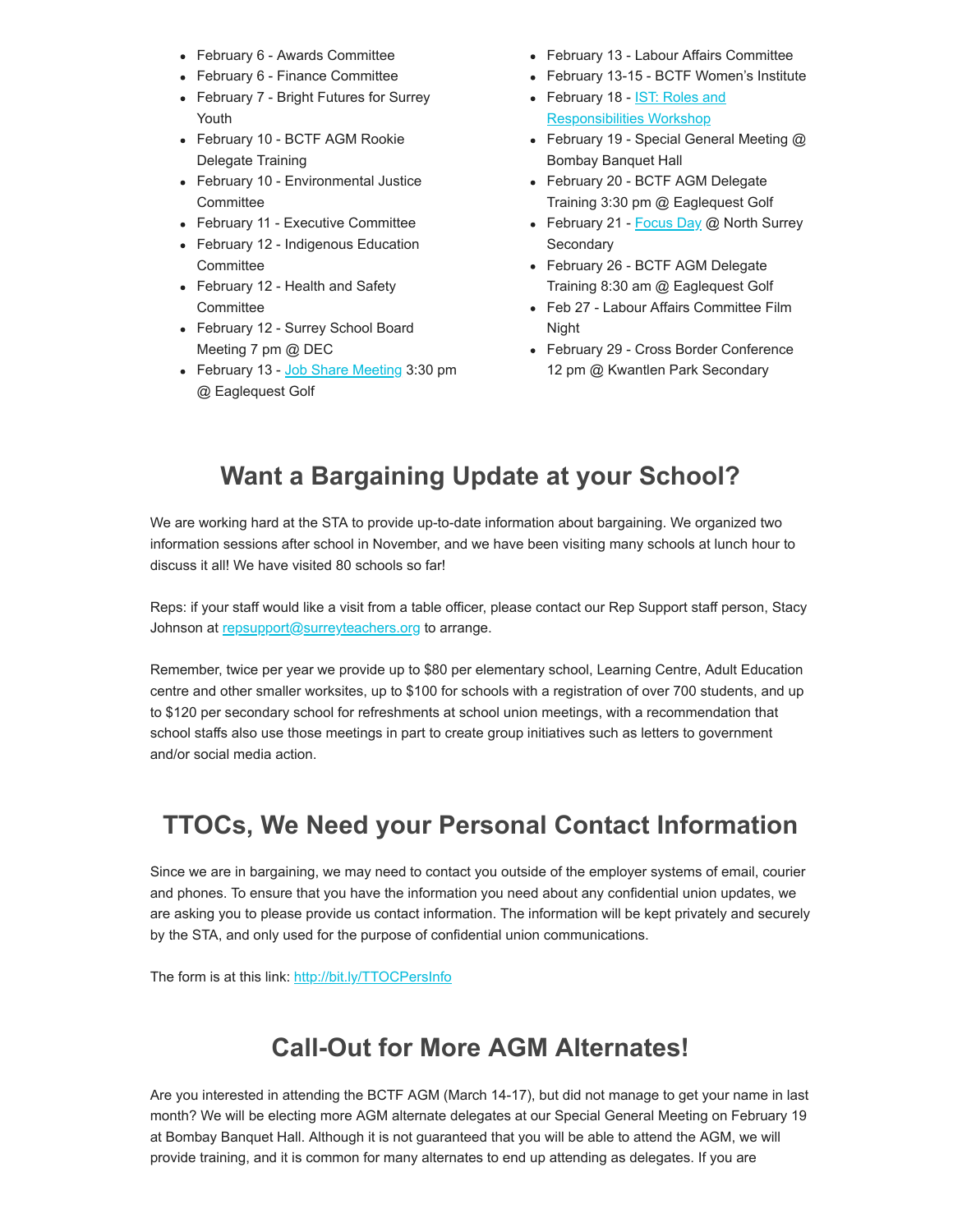- February 6 - Awards Committee
- February 6 - Finance Committee
- February 7 - Bright Futures for Surrey Youth
- February 10 - BCTF AGM Rookie Delegate Training
- February 10 - Environmental Justice Committee
- February 11 - Executive Committee
- February 12 - Indigenous Education Committee
- February 12 - Health and Safety Committee
- February 12 - Surrey School Board Meeting 7 pm @ DEC
- February 13 - Job Share Meeting 3:30 pm @ Eaglequest Golf
- February 13 - Labour Affairs Committee
- February 13-15 - BCTF Women's Institute
- February 18 - IST: Roles and Responsibilities Workshop
- February 19 - Special General Meeting @ Bombay Banquet Hall
- February 20 - BCTF AGM Delegate Training 3:30 pm @ Eaglequest Golf
- February 21 - Focus Day @ North Surrey Secondary
- February 26 - BCTF AGM Delegate Training 8:30 am @ Eaglequest Golf
- Feb 27 - Labour Affairs Committee Film Night
- February 29 - Cross Border Conference 12 pm @ Kwantlen Park Secondary

## Want a Bargaining Update at your School?

We are working hard at the STA to provide up-to-date information about bargaining. We organized two information sessions after school in November, and we have been visiting many schools at lunch hour to discuss it all! We have visited 80 schools so far!

Reps: if your staff would like a visit from a table officer, please contact our Rep Support staff person, Stacy Johnson at repsupport@surreyteachers.org to arrange.

Remember, twice per year we provide up to $80 per elementary school, Learning Centre, Adult Education centre and other smaller worksites, up to $100 for schools with a registration of over 700 students, and up to $120 per secondary school for refreshments at school union meetings, with a recommendation that school staffs also use those meetings in part to create group initiatives such as letters to government and/or social media action.

## TTOCs, We Need your Personal Contact Information

Since we are in bargaining, we may need to contact you outside of the employer systems of email, courier and phones. To ensure that you have the information you need about any confidential union updates, we are asking you to please provide us contact information. The information will be kept privately and securely by the STA, and only used for the purpose of confidential union communications.

The form is at this link: http://bit.ly/TTOCPersInfo

## Call-Out for More AGM Alternates!

Are you interested in attending the BCTF AGM (March 14-17), but did not manage to get your name in last month? We will be electing more AGM alternate delegates at our Special General Meeting on February 19 at Bombay Banquet Hall. Although it is not guaranteed that you will be able to attend the AGM, we will provide training, and it is common for many alternates to end up attending as delegates. If you are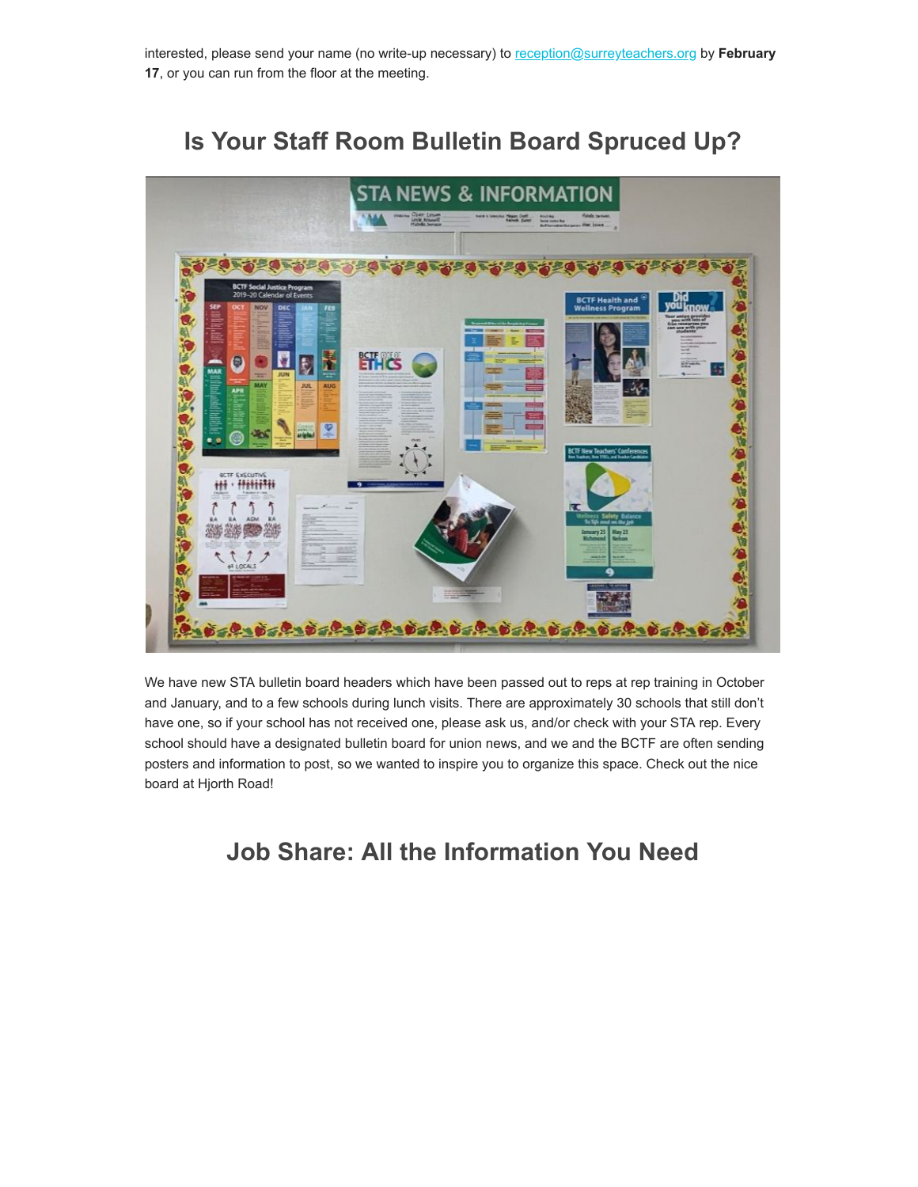interested, please send your name (no write-up necessary) to reception@surreyteachers.org by **February 17**, or you can run from the floor at the meeting.

## Is Your Staff Room Bulletin Board Spruced Up?

We have new STA bulletin board headers which have been passed out to reps at rep training in October and January, and to a few schools during lunch visits. There are approximately 30 schools that still don't have one, so if your school has not received one, please ask us, and/or check with your STA rep. Every school should have a designated bulletin board for union news, and we and the BCTF are often sending posters and information to post, so we wanted to inspire you to organize this space. Check out the nice board at Hjorth Road!

## Job Share: All the Information You Need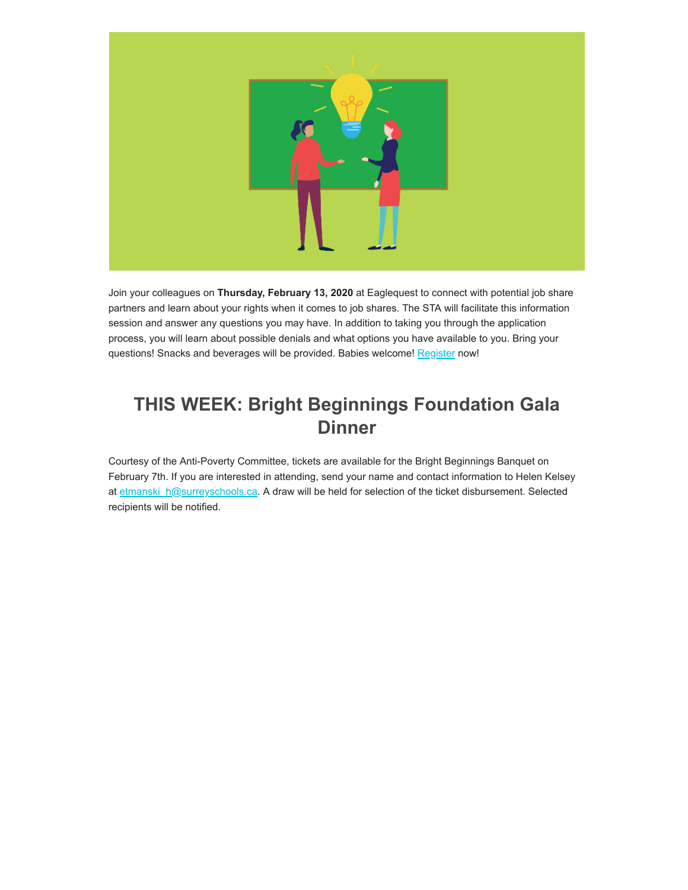Join your colleagues on **Thursday, February 13, 2020** at Eaglequest to connect with potential job share partners and learn about your rights when it comes to job shares. The STA will facilitate this information session and answer any questions you may have. In addition to taking you through the application process, you will learn about possible denials and what options you have available to you. Bring your questions! Snacks and beverages will be provided. Babies welcome! Register now!

## THIS WEEK: Bright Beginnings Foundation Gala Dinner

Courtesy of the Anti-Poverty Committee, tickets are available for the Bright Beginnings Banquet on February 7th. If you are interested in attending, send your name and contact information to Helen Kelsey at etmanski_h@surreyschools.ca. A draw will be held for selection of the ticket disbursement. Selected recipients will be notified.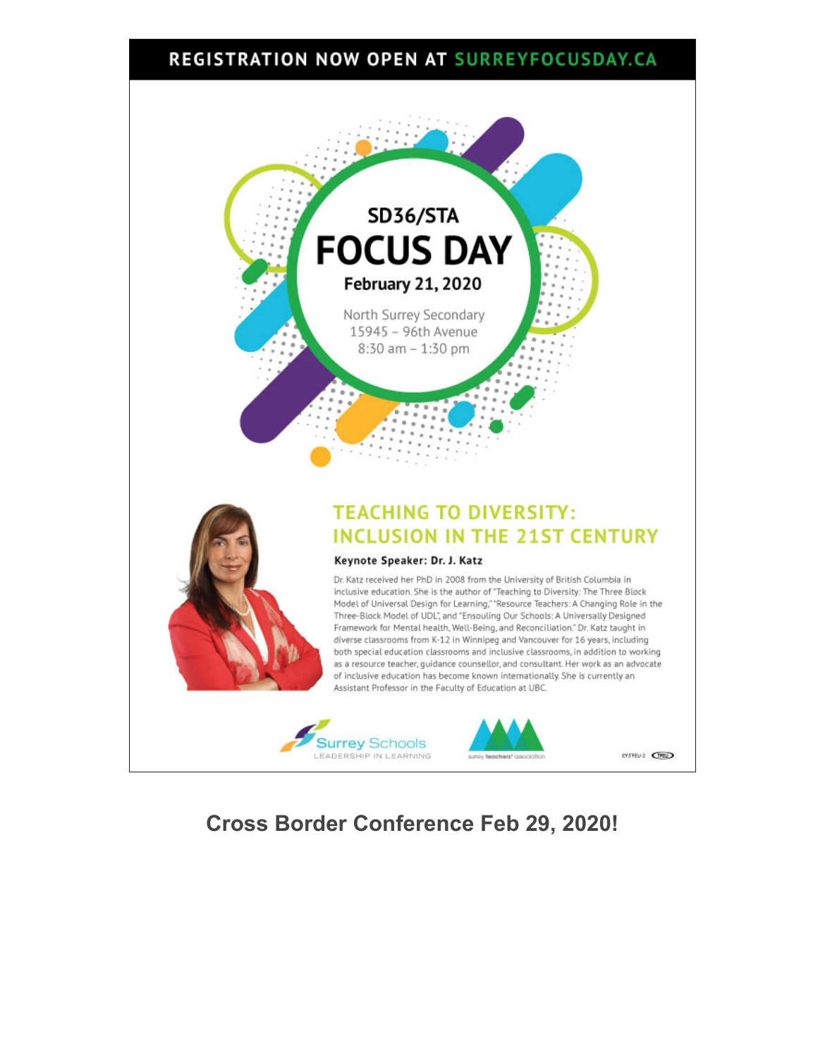**REGISTRATION NOW OPEN AT SURREYFOCUSDAY.CA**

SD36/STA

# FOCUS DAY

**February 21, 2020**

North Surrey Secondary
15945 – 96th Avenue
8:30 am – 1:30 pm

## TEACHING TO DIVERSITY: INCLUSION IN THE 21ST CENTURY

**Keynote Speaker: Dr. J. Katz**

Dr. Katz received her PhD in 2008 from the University of British Columbia in inclusive education. She is the author of "Teaching to Diversity: The Three Block Model of Universal Design for Learning," "Resource Teachers: A Changing Role in the Three-Block Model of UDL", and "Ensouling Our Schools: A Universally Designed Framework for Mental health, Well-Being, and Reconciliation." Dr. Katz taught in diverse classrooms from K-12 in Winnipeg and Vancouver for 16 years, including both special education classrooms and inclusive classrooms, in addition to working as a resource teacher, guidance counsellor, and consultant. Her work as an advocate of inclusive education has become known internationally. She is currently an Assistant Professor in the Faculty of Education at UBC.

Surrey Schools
LEADERSHIP IN LEARNING

surrey teachers' association

## Cross Border Conference Feb 29, 2020!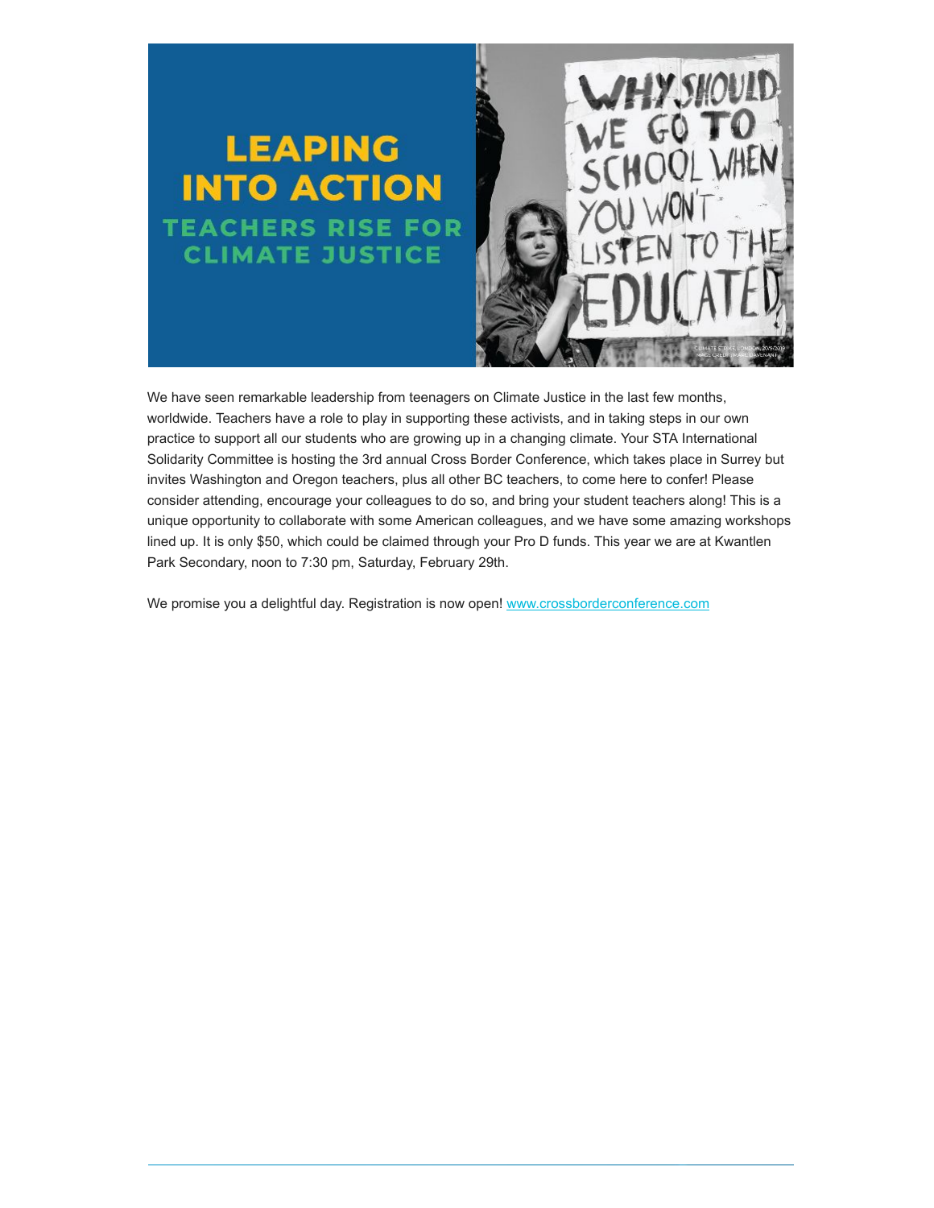# LEAPING INTO ACTION

## TEACHERS RISE FOR CLIMATE JUSTICE

We have seen remarkable leadership from teenagers on Climate Justice in the last few months, worldwide. Teachers have a role to play in supporting these activists, and in taking steps in our own practice to support all our students who are growing up in a changing climate. Your STA International Solidarity Committee is hosting the 3rd annual Cross Border Conference, which takes place in Surrey but invites Washington and Oregon teachers, plus all other BC teachers, to come here to confer! Please consider attending, encourage your colleagues to do so, and bring your student teachers along! This is a unique opportunity to collaborate with some American colleagues, and we have some amazing workshops lined up. It is only $50, which could be claimed through your Pro D funds. This year we are at Kwantlen Park Secondary, noon to 7:30 pm, Saturday, February 29th.

We promise you a delightful day. Registration is now open! [www.crossborderconference.com](http://www.crossborderconference.com)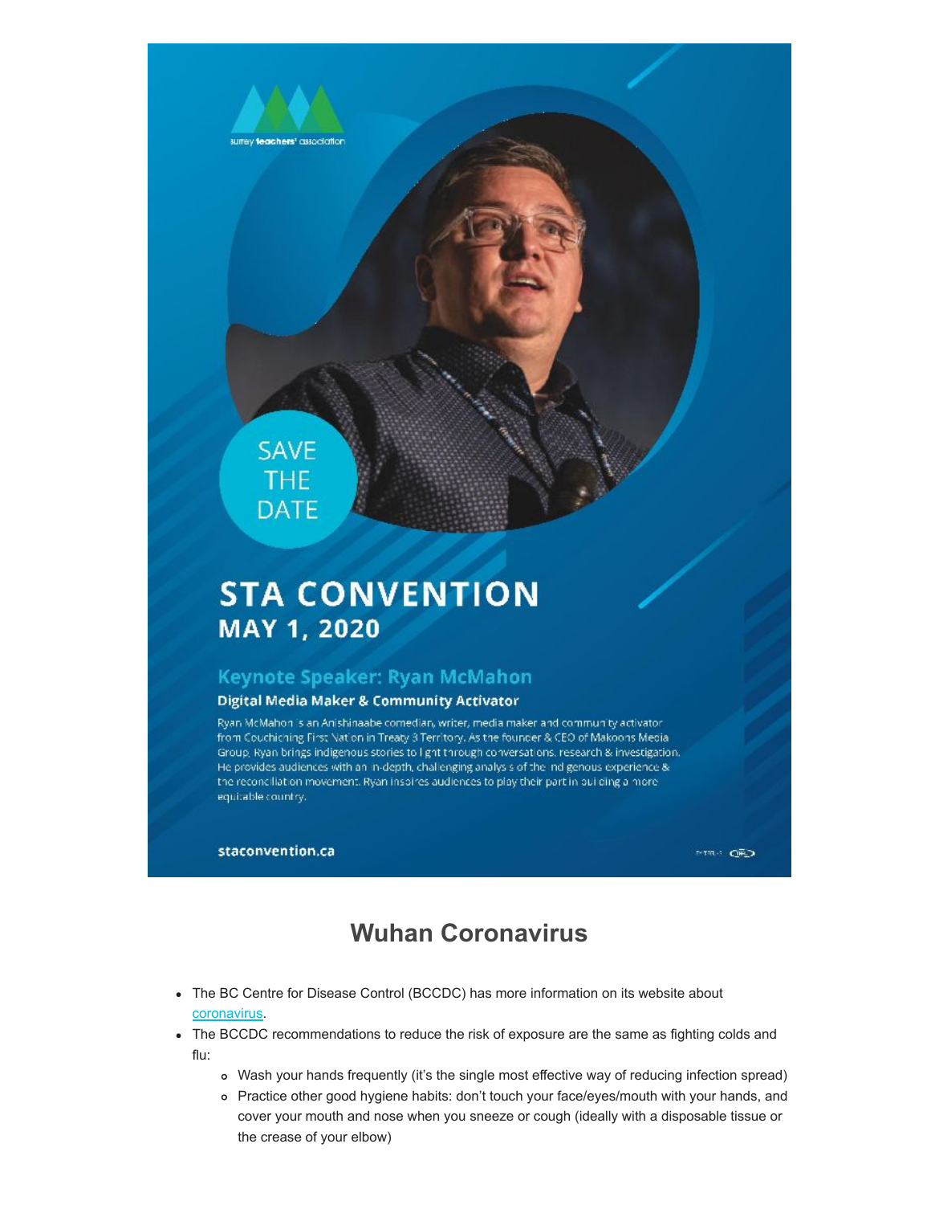surrey teachers' association

SAVE THE DATE

# STA CONVENTION
## MAY 1, 2020

### Keynote Speaker: Ryan McMahon
**Digital Media Maker & Community Activator**

Ryan McMahon is an Anishinaabe comedian, writer, media maker and community activator from Couchiching First Nation in Treaty 3 Territory. As the founder & CEO of Makoons Media Group, Ryan brings indigenous stories to light through conversations, research & investigation. He provides audiences with an in-depth, challenging analysis of the Indigenous experience & the reconciliation movement. Ryan inspires audiences to play their part in building a more equitable country.

**staconvention.ca**

## Wuhan Coronavirus

- The BC Centre for Disease Control (BCCDC) has more information on its website about [coronavirus](coronavirus).
- The BCCDC recommendations to reduce the risk of exposure are the same as fighting colds and flu:
  - Wash your hands frequently (it's the single most effective way of reducing infection spread)
  - Practice other good hygiene habits: don't touch your face/eyes/mouth with your hands, and cover your mouth and nose when you sneeze or cough (ideally with a disposable tissue or the crease of your elbow)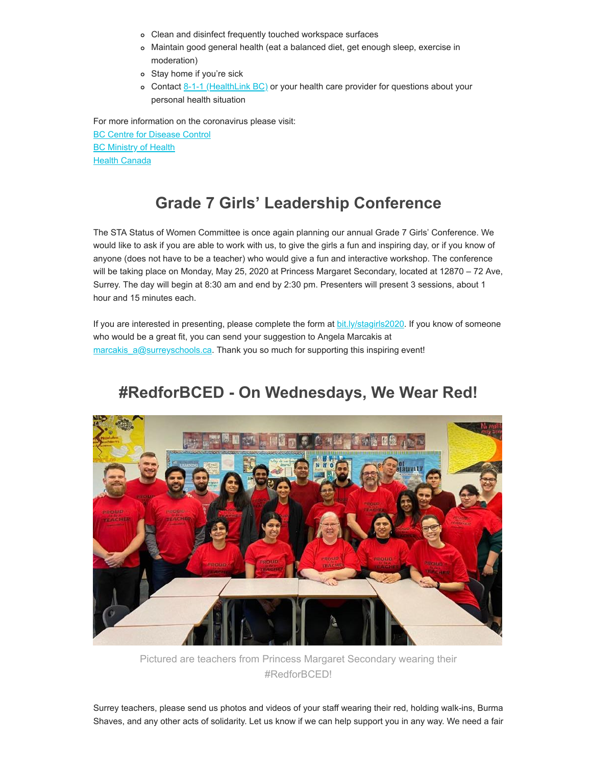- Clean and disinfect frequently touched workspace surfaces
- Maintain good general health (eat a balanced diet, get enough sleep, exercise in moderation)
- Stay home if you're sick
- Contact [8-1-1 (HealthLink BC)]() or your health care provider for questions about your personal health situation

For more information on the coronavirus please visit:
[BC Centre for Disease Control]()
[BC Ministry of Health]()
[Health Canada]()

## Grade 7 Girls' Leadership Conference

The STA Status of Women Committee is once again planning our annual Grade 7 Girls' Conference. We would like to ask if you are able to work with us, to give the girls a fun and inspiring day, or if you know of anyone (does not have to be a teacher) who would give a fun and interactive workshop. The conference will be taking place on Monday, May 25, 2020 at Princess Margaret Secondary, located at 12870 – 72 Ave, Surrey. The day will begin at 8:30 am and end by 2:30 pm. Presenters will present 3 sessions, about 1 hour and 15 minutes each.

If you are interested in presenting, please complete the form at [bit.ly/stagirls2020](). If you know of someone who would be a great fit, you can send your suggestion to Angela Marcakis at [marcakis_a@surreyschools.ca](). Thank you so much for supporting this inspiring event!

## #RedforBCED - On Wednesdays, We Wear Red!

Pictured are teachers from Princess Margaret Secondary wearing their #RedforBCED!

Surrey teachers, please send us photos and videos of your staff wearing their red, holding walk-ins, Burma Shaves, and any other acts of solidarity. Let us know if we can help support you in any way. We need a fair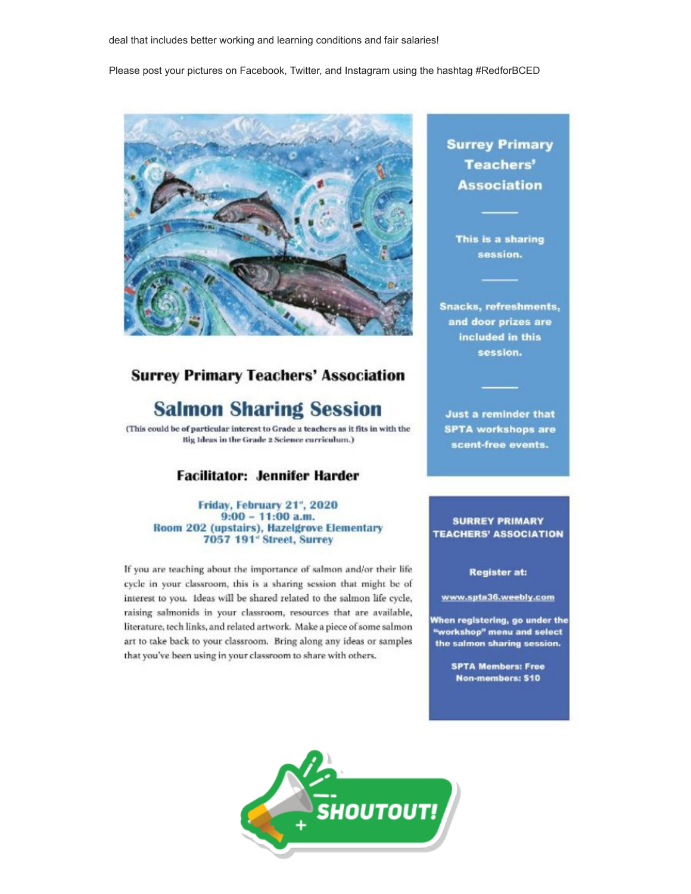deal that includes better working and learning conditions and fair salaries!

Please post your pictures on Facebook, Twitter, and Instagram using the hashtag #RedforBCED

**Surrey Primary Teachers' Association**

# Salmon Sharing Session

(This could be of particular interest to Grade 2 teachers as it fits in with the Big Ideas in the Grade 2 Science curriculum.)

**Facilitator: Jennifer Harder**

**Friday, February 21st, 2020**
**9:00 – 11:00 a.m.**
**Room 202 (upstairs), Hazelgrove Elementary**
**7057 191st Street, Surrey**

If you are teaching about the importance of salmon and/or their life cycle in your classroom, this is a sharing session that might be of interest to you. Ideas will be shared related to the salmon life cycle, raising salmonids in your classroom, resources that are available, literature, tech links, and related artwork. Make a piece of some salmon art to take back to your classroom. Bring along any ideas or samples that you've been using in your classroom to share with others.

**Surrey Primary Teachers' Association**

**This is a sharing session.**

**Snacks, refreshments, and door prizes are included in this session.**

**Just a reminder that SPTA workshops are scent-free events.**

**SURREY PRIMARY TEACHERS' ASSOCIATION**

**Register at:**

**www.spta36.weebly.com**

**When registering, go under the "workshop" menu and select the salmon sharing session.**

**SPTA Members: Free**
**Non-members: $10**

**SHOUTOUT!**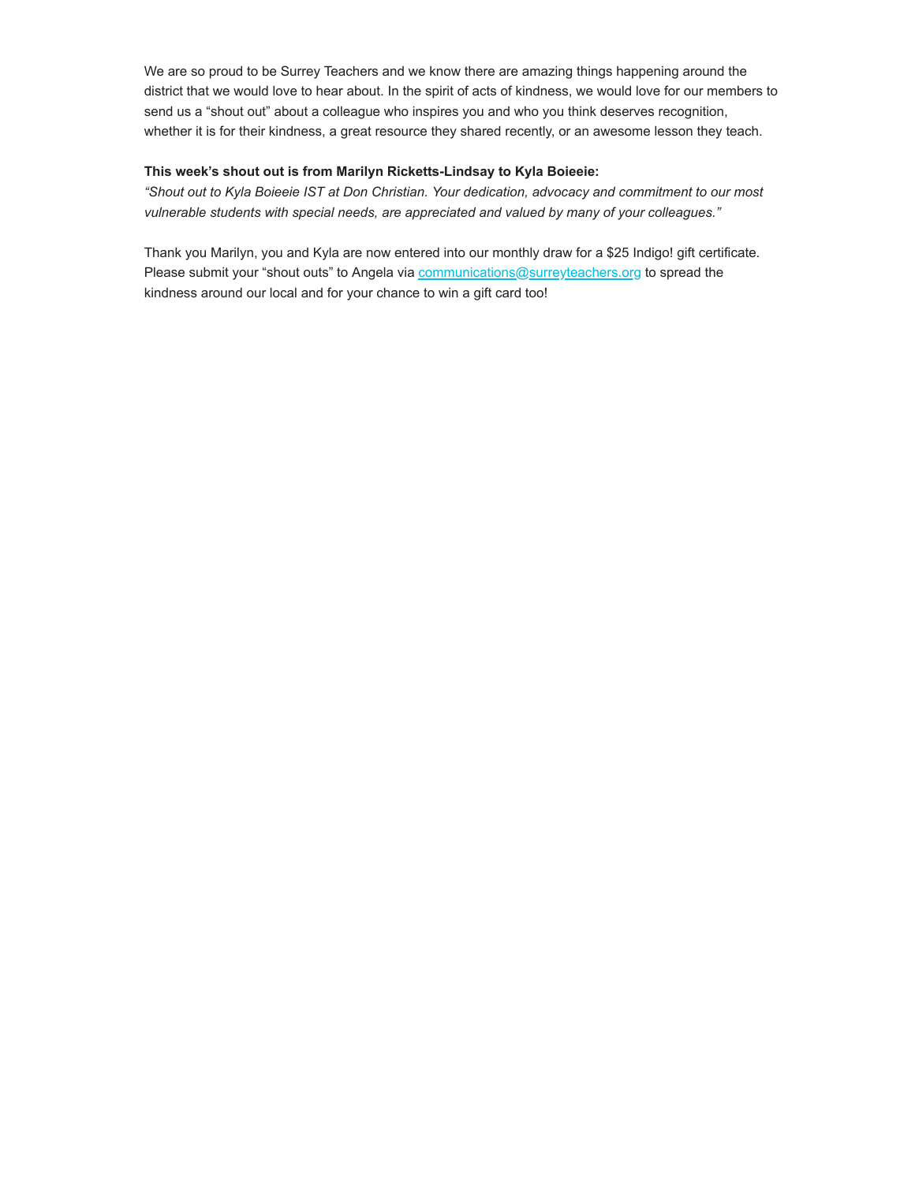We are so proud to be Surrey Teachers and we know there are amazing things happening around the district that we would love to hear about. In the spirit of acts of kindness, we would love for our members to send us a “shout out” about a colleague who inspires you and who you think deserves recognition, whether it is for their kindness, a great resource they shared recently, or an awesome lesson they teach.

**This week’s shout out is from Marilyn Ricketts-Lindsay to Kyla Boieeie:**
*“Shout out to Kyla Boieeie IST at Don Christian. Your dedication, advocacy and commitment to our most vulnerable students with special needs, are appreciated and valued by many of your colleagues.”*

Thank you Marilyn, you and Kyla are now entered into our monthly draw for a $25 Indigo! gift certificate. Please submit your “shout outs” to Angela via [communications@surreyteachers.org](mailto:communications@surreyteachers.org) to spread the kindness around our local and for your chance to win a gift card too!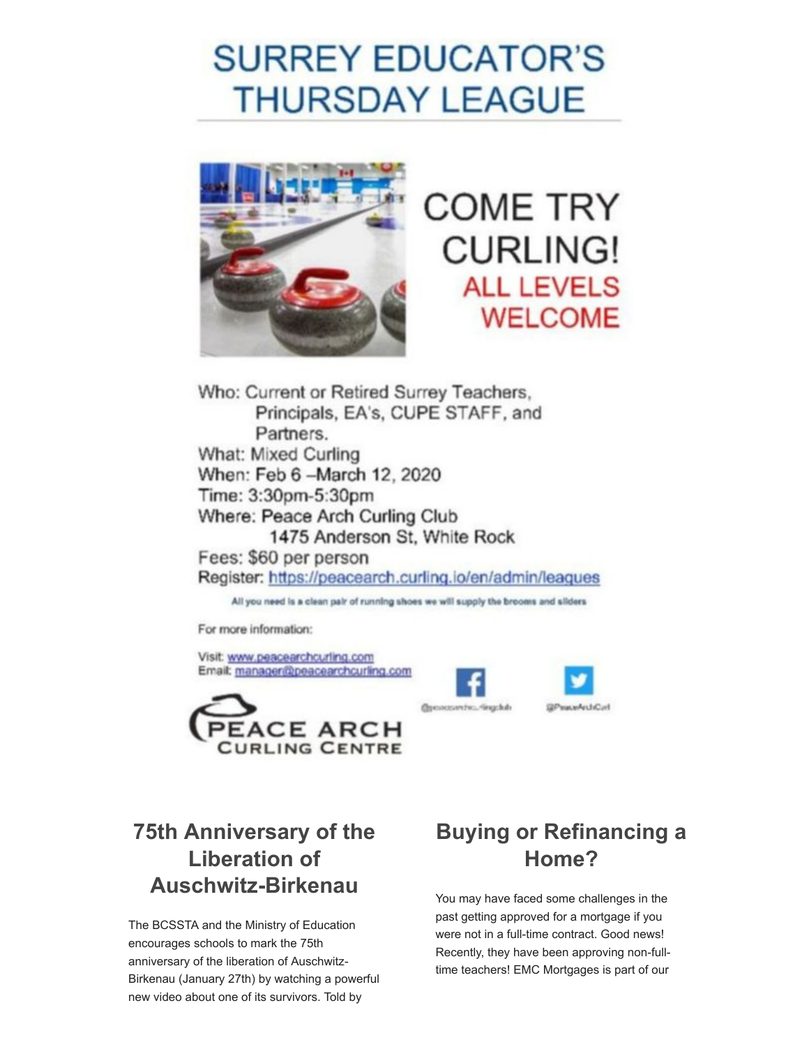# SURREY EDUCATOR'S THURSDAY LEAGUE

## COME TRY CURLING!

**ALL LEVELS WELCOME**

Who: Current or Retired Surrey Teachers, Principals, EA's, CUPE STAFF, and Partners.
What: Mixed Curling
When: Feb 6 –March 12, 2020
Time: 3:30pm-5:30pm
Where: Peace Arch Curling Club
1475 Anderson St, White Rock
Fees: $60 per person
Register: https://peacearch.curling.io/en/admin/leagues

All you need is a clean pair of running shoes we will supply the brooms and sliders

For more information:

Visit: www.peacearchcurling.com
Email: manager@peacearchcurling.com

@peacearchcurlingclub

@PeaceArchCurl

PEACE ARCH CURLING CENTRE

## 75th Anniversary of the Liberation of Auschwitz-Birkenau

The BCSSTA and the Ministry of Education encourages schools to mark the 75th anniversary of the liberation of Auschwitz-Birkenau (January 27th) by watching a powerful new video about one of its survivors. Told by

## Buying or Refinancing a Home?

You may have faced some challenges in the past getting approved for a mortgage if you were not in a full-time contract. Good news! Recently, they have been approving non-full-time teachers! EMC Mortgages is part of our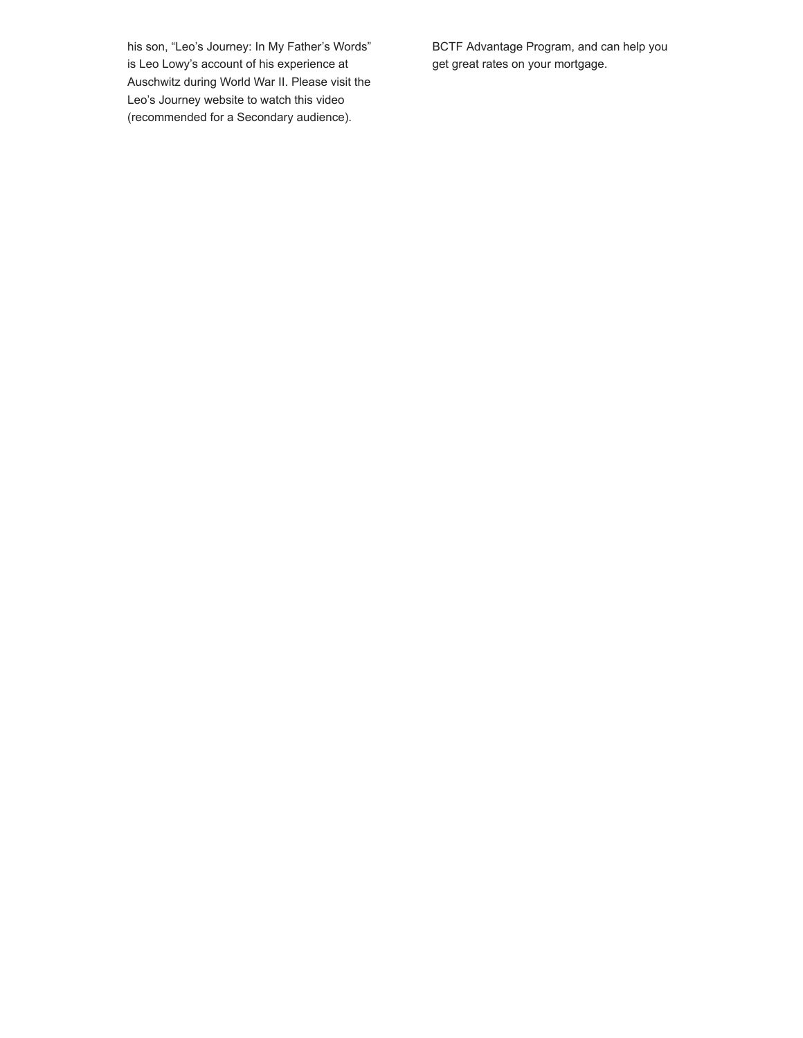his son, “Leo’s Journey: In My Father’s Words” is Leo Lowy’s account of his experience at Auschwitz during World War II. Please visit the Leo’s Journey website to watch this video (recommended for a Secondary audience).

BCTF Advantage Program, and can help you get great rates on your mortgage.